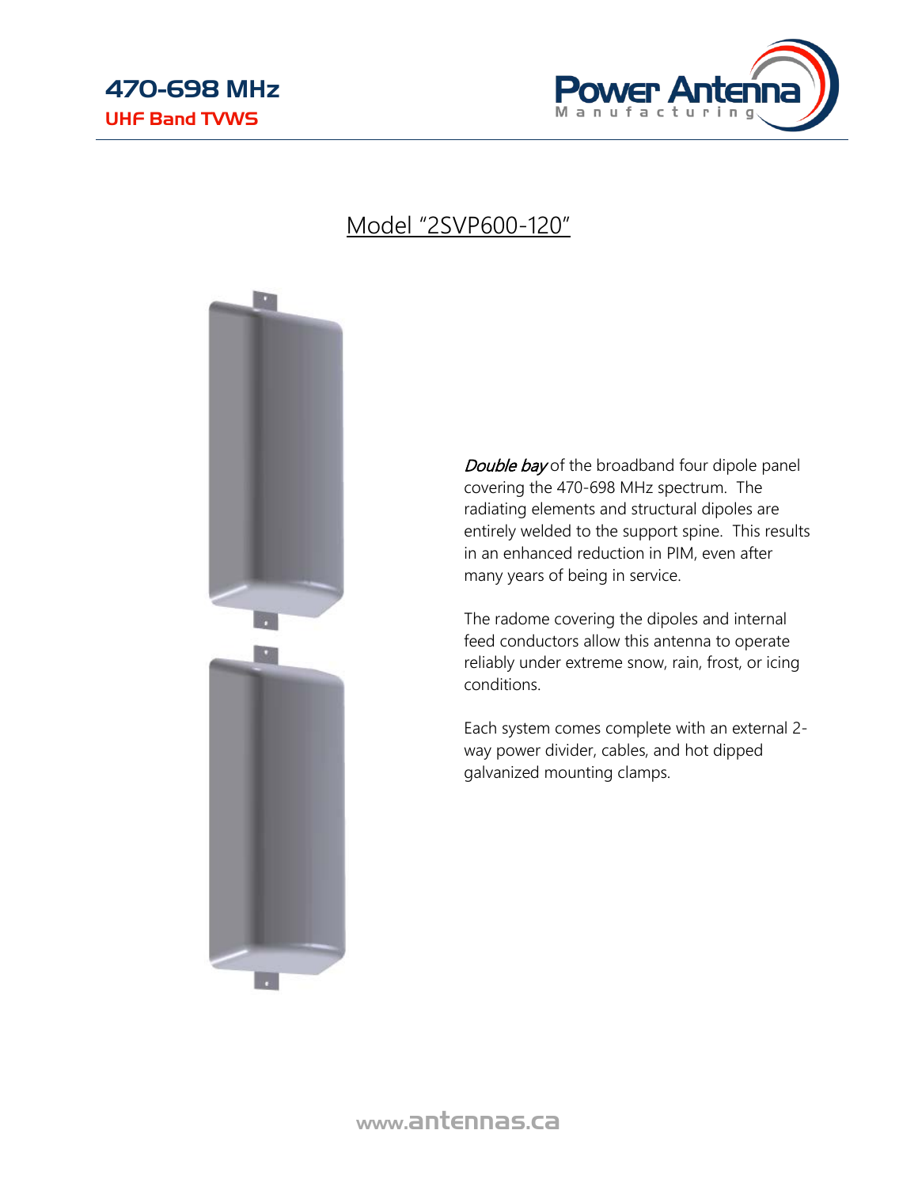# 470-698 MHz

## UHF Band TVWS

Power Antenna Manufacturing

## Model "2SVP600-120"

*Double bay* of the broadband four dipole panel covering the 470-698 MHz spectrum. The radiating elements and structural dipoles are entirely welded to the support spine. This results in an enhanced reduction in PIM, even after many years of being in service.

The radome covering the dipoles and internal feed conductors allow this antenna to operate reliably under extreme snow, rain, frost, or icing conditions.

Each system comes complete with an external 2-way power divider, cables, and hot dipped galvanized mounting clamps.

www.antennas.ca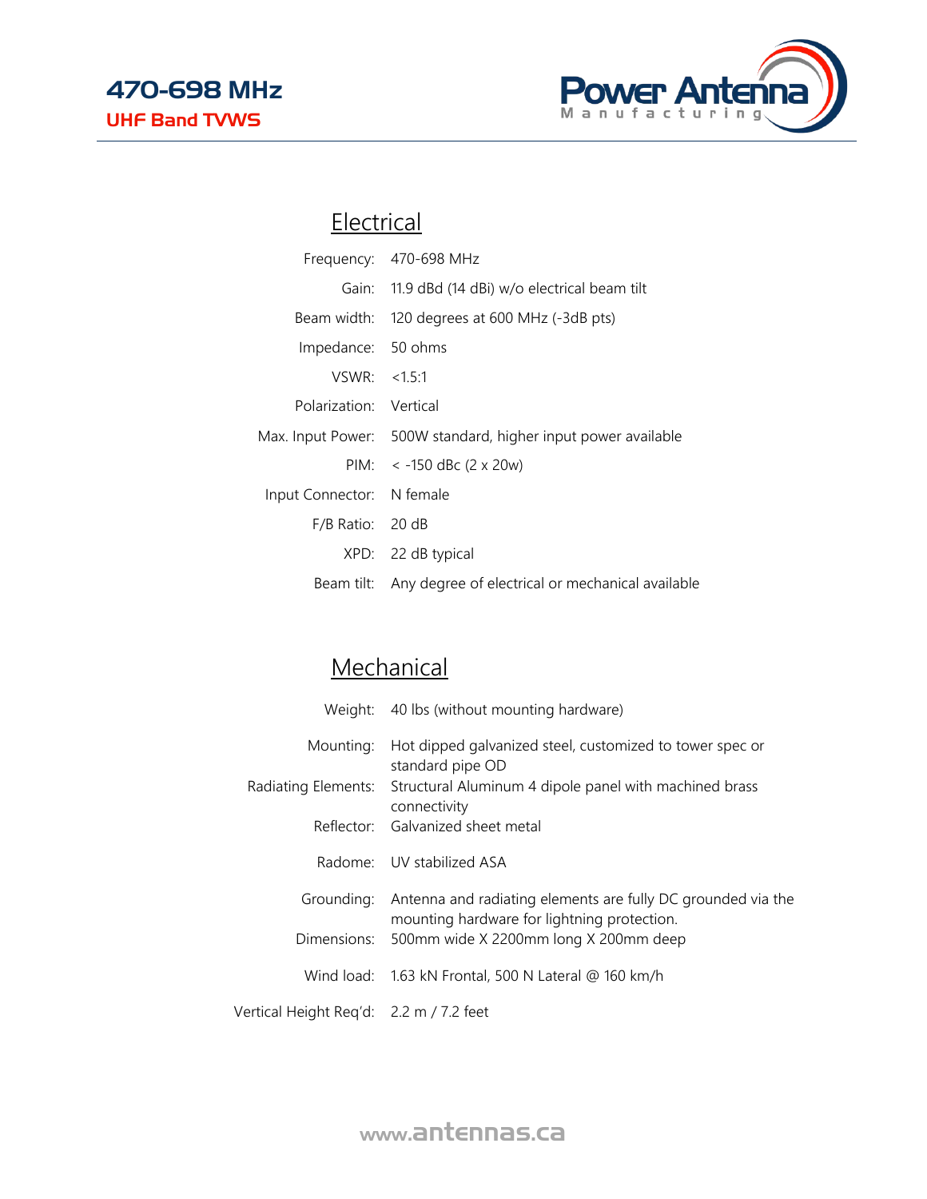# 470-698 MHz

## UHF Band TVWS

## Electrical

| | |
|---|---|
| Frequency: | 470-698 MHz |
| Gain: | 11.9 dBd (14 dBi) w/o electrical beam tilt |
| Beam width: | 120 degrees at 600 MHz (-3dB pts) |
| Impedance: | 50 ohms |
| VSWR: | <1.5:1 |
| Polarization: | Vertical |
| Max. Input Power: | 500W standard, higher input power available |
| PIM: | < -150 dBc (2 x 20w) |
| Input Connector: | N female |
| F/B Ratio: | 20 dB |
| XPD: | 22 dB typical |
| Beam tilt: | Any degree of electrical or mechanical available |

## Mechanical

| | |
|---|---|
| Weight: | 40 lbs (without mounting hardware) |
| Mounting: | Hot dipped galvanized steel, customized to tower spec or standard pipe OD |
| Radiating Elements: | Structural Aluminum 4 dipole panel with machined brass connectivity |
| Reflector: | Galvanized sheet metal |
| Radome: | UV stabilized ASA |
| Grounding: | Antenna and radiating elements are fully DC grounded via the mounting hardware for lightning protection. |
| Dimensions: | 500mm wide X 2200mm long X 200mm deep |
| Wind load: | 1.63 kN Frontal, 500 N Lateral @ 160 km/h |
| Vertical Height Req'd: | 2.2 m / 7.2 feet |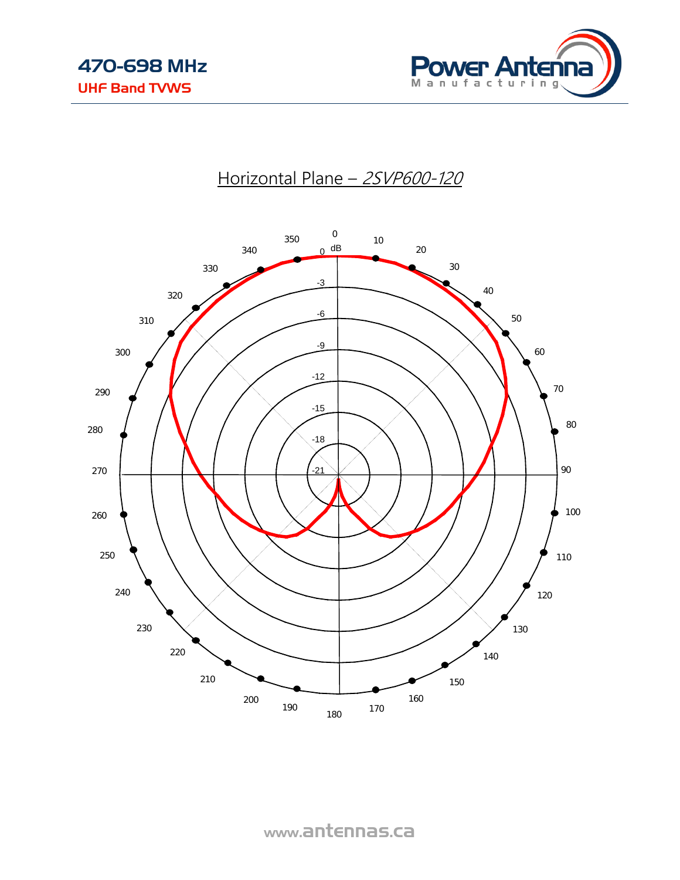## Horizontal Plane – *2SVP600-120*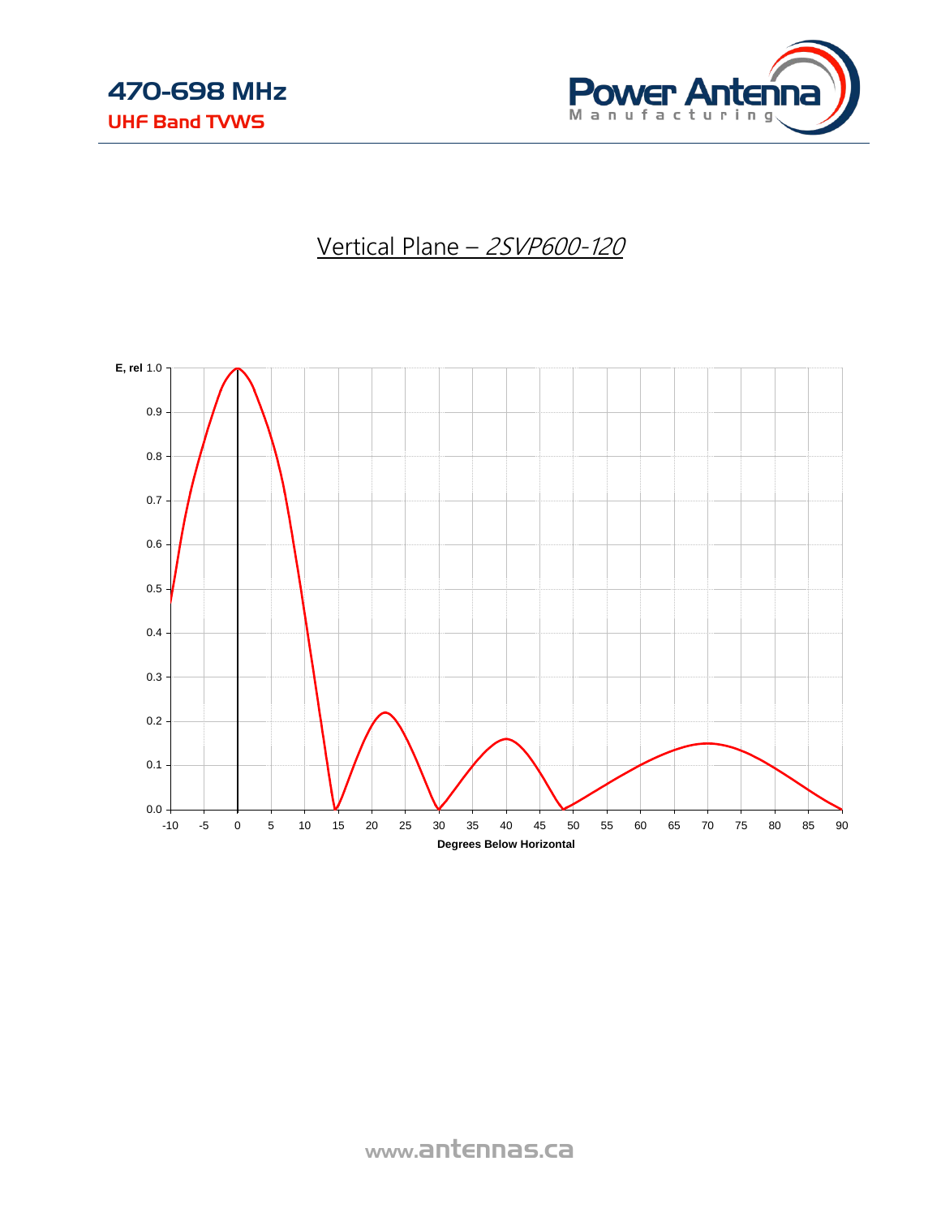# Vertical Plane – *2SVP600-120*

E, rel

1.0
0.9
0.8
0.7
0.6
0.5
0.4
0.3
0.2
0.1
0.0

-10 -5 0 5 10 15 20 25 30 35 40 45 50 55 60 65 70 75 80 85 90

Degrees Below Horizontal